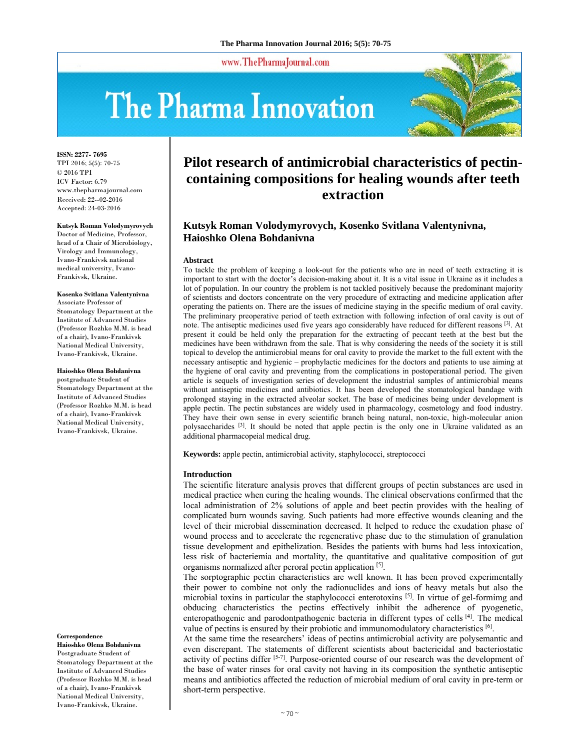# Pilot research of antimicrobial characteristics of pectin-containing compositions for healing wounds after teeth extraction

## Kutsyk Roman Volodymyrovych, Kosenko Svitlana Valentynivna, Haioshko Olena Bohdanivna

ISSN: 2277- 7695
TPI 2016; 5(5): 70-75
© 2016 TPI
ICV Factor: 6.79
www.thepharmajournal.com
Received: 22--02-2016
Accepted: 24-03-2016

**Kutsyk Roman Volodymyrovych**
Doctor of Medicine, Professor, head of a Chair of Microbiology, Virology and Immunology, Ivano-Frankivsk national medical university, Ivano-Frankivsk, Ukraine.

**Kosenko Svitlana Valentynivna**
Associate Professor of Stomatology Department at the Institute of Advanced Studies (Professor Rozhko M.M. is head of a chair), Ivano-Frankivsk National Medical University, Ivano-Frankivsk, Ukraine.

**Haioshko Olena Bohdanivna**
postgraduate Student of Stomatology Department at the Institute of Advanced Studies (Professor Rozhko M.M. is head of a chair), Ivano-Frankivsk National Medical University, Ivano-Frankivsk, Ukraine.

**Correspondence**
**Haioshko Olena Bohdanivna**
Postgraduate Student of Stomatology Department at the Institute of Advanced Studies (Professor Rozhko M.M. is head of a chair), Ivano-Frankivsk National Medical University, Ivano-Frankivsk, Ukraine.

### Abstract

To tackle the problem of keeping a look-out for the patients who are in need of teeth extracting it is important to start with the doctor's decision-making about it. It is a vital issue in Ukraine as it includes a lot of population. In our country the problem is not tackled positively because the predominant majority of scientists and doctors concentrate on the very procedure of extracting and medicine application after operating the patients on. There are the issues of medicine staying in the specific medium of oral cavity. The preliminary preoperative period of teeth extraction with following infection of oral cavity is out of note. The antiseptic medicines used five years ago considerably have reduced for different reasons [3]. At present it could be held only the preparation for the extracting of peccant teeth at the best but the medicines have been withdrawn from the sale. That is why considering the needs of the society it is still topical to develop the antimicrobial means for oral cavity to provide the market to the full extent with the necessary antiseptic and hygienic – prophylactic medicines for the doctors and patients to use aiming at the hygiene of oral cavity and preventing from the complications in postoperational period. The given article is sequels of investigation series of development the industrial samples of antimicrobial means without antiseptic medicines and antibiotics. It has been developed the stomatological bandage with prolonged staying in the extracted alveolar socket. The base of medicines being under development is apple pectin. The pectin substances are widely used in pharmacology, cosmetology and food industry. They have their own sense in every scientific branch being natural, non-toxic, high-molecular anion polysaccharides [3]. It should be noted that apple pectin is the only one in Ukraine validated as an additional pharmacopeial medical drug.

**Keywords:** apple pectin, antimicrobial activity, staphylococci, streptococci

### Introduction

The scientific literature analysis proves that different groups of pectin substances are used in medical practice when curing the healing wounds. The clinical observations confirmed that the local administration of 2% solutions of apple and beet pectin provides with the healing of complicated burn wounds saving. Such patients had more effective wounds cleaning and the level of their microbial dissemination decreased. It helped to reduce the exudation phase of wound process and to accelerate the regenerative phase due to the stimulation of granulation tissue development and epithelization. Besides the patients with burns had less intoxication, less risk of bacteriemia and mortality, the quantitative and qualitative composition of gut organisms normalized after peroral pectin application [5].

The sorptographic pectin characteristics are well known. It has been proved experimentally their power to combine not only the radionuclides and ions of heavy metals but also the microbial toxins in particular the staphylococci enterotoxins [5]. In virtue of gel-formimg and obducing characteristics the pectins effectively inhibit the adherence of pyogenetic, enteropathogenic and parodontpathogenic bacteria in different types of cells [4]. The medical value of pectins is ensured by their probiotic and immunomodulatory characteristics [6].

At the same time the researchers' ideas of pectins antimicrobial activity are polysemantic and even discrepant. The statements of different scientists about bactericidal and bacteriostatic activity of pectins differ [5-7]. Purpose-oriented course of our research was the development of the base of water rinses for oral cavity not having in its composition the synthetic antiseptic means and antibiotics affected the reduction of microbial medium of oral cavity in pre-term or short-term perspective.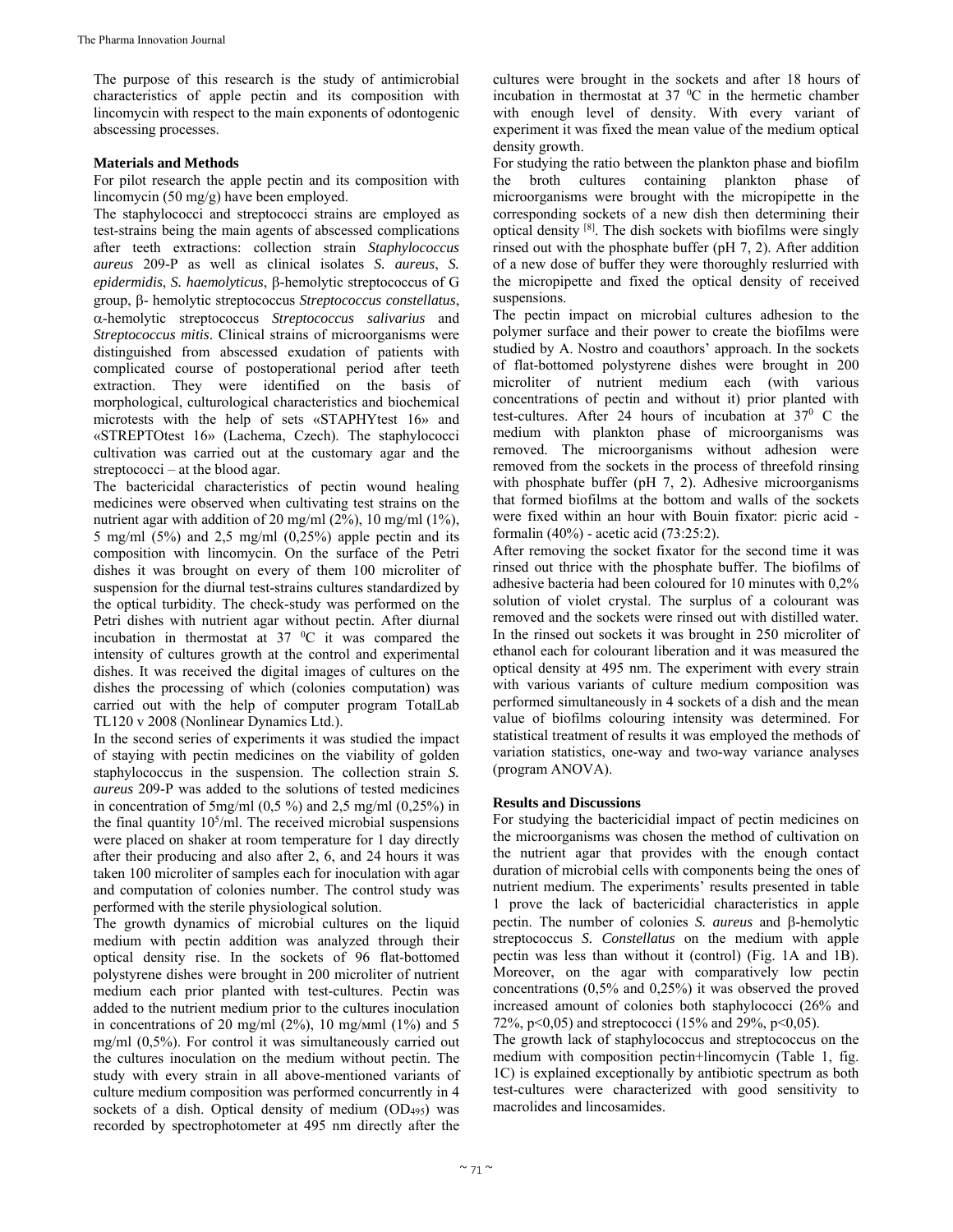The purpose of this research is the study of antimicrobial characteristics of apple pectin and its composition with lincomycin with respect to the main exponents of odontogenic abscessing processes.

## Materials and Methods

For pilot research the apple pectin and its composition with lincomycin (50 mg/g) have been employed.

The staphylococci and streptococci strains are employed as test-strains being the main agents of abscessed complications after teeth extractions: collection strain *Staphylococcus aureus* 209-P as well as clinical isolates *S. aureus*, *S. epidermidis*, *S. haemolyticus*, β-hemolytic streptococcus of G group, β- hemolytic streptococcus *Streptococcus constellatus*, α-hemolytic streptococcus *Streptococcus salivarius* and *Streptococcus mitis*. Clinical strains of microorganisms were distinguished from abscessed exudation of patients with complicated course of postoperational period after teeth extraction. They were identified on the basis of morphological, culturological characteristics and biochemical microtests with the help of sets «STAPHYtest 16» and «STREPTOtest 16» (Lachema, Czech). The staphylococci cultivation was carried out at the customary agar and the streptococci – at the blood agar.

The bactericidal characteristics of pectin wound healing medicines were observed when cultivating test strains on the nutrient agar with addition of 20 mg/ml (2%), 10 mg/ml (1%), 5 mg/ml (5%) and 2,5 mg/ml (0,25%) apple pectin and its composition with lincomycin. On the surface of the Petri dishes it was brought on every of them 100 microliter of suspension for the diurnal test-strains cultures standardized by the optical turbidity. The check-study was performed on the Petri dishes with nutrient agar without pectin. After diurnal incubation in thermostat at 37 $^0$C it was compared the intensity of cultures growth at the control and experimental dishes. It was received the digital images of cultures on the dishes the processing of which (colonies computation) was carried out with the help of computer program TotalLab TL120 v 2008 (Nonlinear Dynamics Ltd.).

In the second series of experiments it was studied the impact of staying with pectin medicines on the viability of golden staphylococcus in the suspension. The collection strain *S. aureus* 209-P was added to the solutions of tested medicines in concentration of 5mg/ml (0,5 %) and 2,5 mg/ml (0,25%) in the final quantity $10^5$/ml. The received microbial suspensions were placed on shaker at room temperature for 1 day directly after their producing and also after 2, 6, and 24 hours it was taken 100 microliter of samples each for inoculation with agar and computation of colonies number. The control study was performed with the sterile physiological solution.

The growth dynamics of microbial cultures on the liquid medium with pectin addition was analyzed through their optical density rise. In the sockets of 96 flat-bottomed polystyrene dishes were brought in 200 microliter of nutrient medium each prior planted with test-cultures. Pectin was added to the nutrient medium prior to the cultures inoculation in concentrations of 20 mg/ml (2%), 10 mg/мml (1%) and 5 mg/ml (0,5%). For control it was simultaneously carried out the cultures inoculation on the medium without pectin. The study with every strain in all above-mentioned variants of culture medium composition was performed concurrently in 4 sockets of a dish. Optical density of medium ($OD_{495}$) was recorded by spectrophotometer at 495 nm directly after the cultures were brought in the sockets and after 18 hours of incubation in thermostat at 37 $^0$C in the hermetic chamber with enough level of density. With every variant of experiment it was fixed the mean value of the medium optical density growth.

For studying the ratio between the plankton phase and biofilm the broth cultures containing plankton phase of microorganisms were brought with the micropipette in the corresponding sockets of a new dish then determining their optical density [8]. The dish sockets with biofilms were singly rinsed out with the phosphate buffer (pH 7, 2). After addition of a new dose of buffer they were thoroughly reslurried with the micropipette and fixed the optical density of received suspensions.

The pectin impact on microbial cultures adhesion to the polymer surface and their power to create the biofilms were studied by A. Nostro and coauthors' approach. In the sockets of flat-bottomed polystyrene dishes were brought in 200 microliter of nutrient medium each (with various concentrations of pectin and without it) prior planted with test-cultures. After 24 hours of incubation at 37$^0$ C the medium with plankton phase of microorganisms was removed. The microorganisms without adhesion were removed from the sockets in the process of threefold rinsing with phosphate buffer (pH 7, 2). Adhesive microorganisms that formed biofilms at the bottom and walls of the sockets were fixed within an hour with Bouin fixator: picric acid - formalin (40%) - acetic acid (73:25:2).

After removing the socket fixator for the second time it was rinsed out thrice with the phosphate buffer. The biofilms of adhesive bacteria had been coloured for 10 minutes with 0,2% solution of violet crystal. The surplus of a colourant was removed and the sockets were rinsed out with distilled water. In the rinsed out sockets it was brought in 250 microliter of ethanol each for colourant liberation and it was measured the optical density at 495 nm. The experiment with every strain with various variants of culture medium composition was performed simultaneously in 4 sockets of a dish and the mean value of biofilms colouring intensity was determined. For statistical treatment of results it was employed the methods of variation statistics, one-way and two-way variance analyses (program ANOVA).

## Results and Discussions

For studying the bactericidial impact of pectin medicines on the microorganisms was chosen the method of cultivation on the nutrient agar that provides with the enough contact duration of microbial cells with components being the ones of nutrient medium. The experiments' results presented in table 1 prove the lack of bactericidial characteristics in apple pectin. The number of colonies *S. aureus* and β-hemolytic streptococcus *S. Constellatus* on the medium with apple pectin was less than without it (control) (Fig. 1A and 1B). Moreover, on the agar with comparatively low pectin concentrations (0,5% and 0,25%) it was observed the proved increased amount of colonies both staphylococci (26% and 72%, $p<0,05$) and streptococci (15% and 29%, $p<0,05$).

The growth lack of staphylococcus and streptococcus on the medium with composition pectin+lincomycin (Table 1, fig. 1C) is explained exceptionally by antibiotic spectrum as both test-cultures were characterized with good sensitivity to macrolides and lincosamides.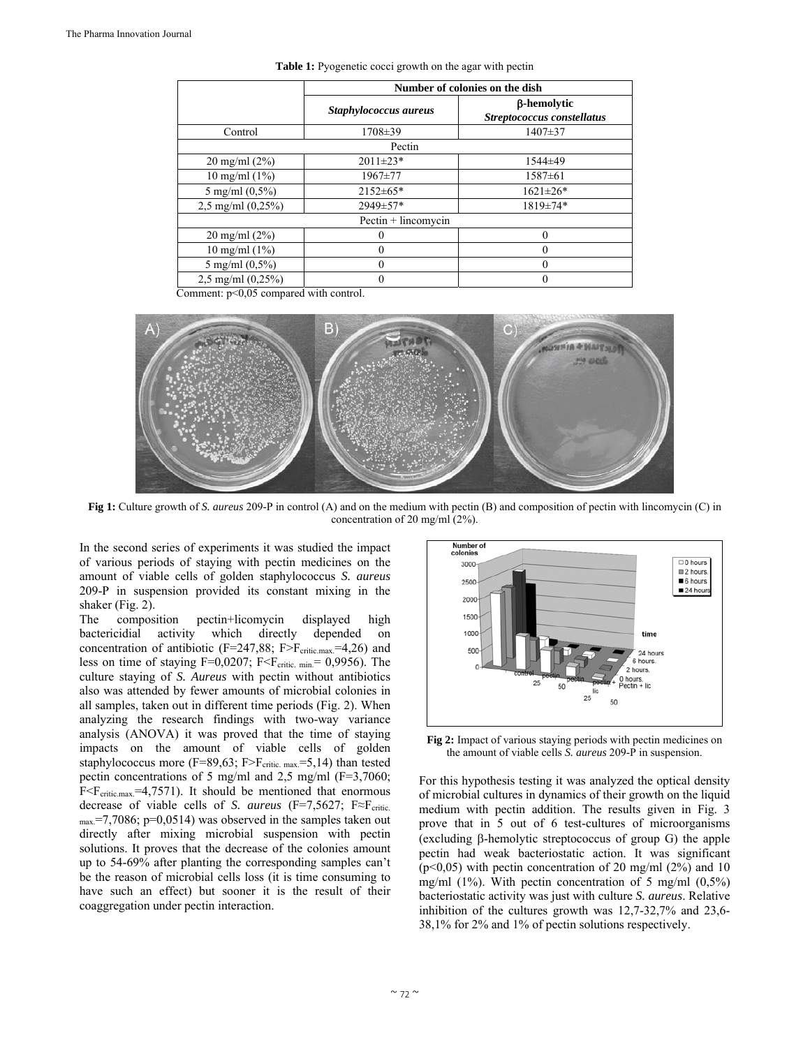**Table 1:** Pyogenetic cocci growth on the agar with pectin

| | Number of colonies on the dish | |
|---|---|---|
| | *Staphylococcus aureus* | β-hemolytic *Streptococcus constellatus* |
| Control | 1708±39 | 1407±37 |
| Pectin | | |
| 20 mg/ml (2%) | 2011±23* | 1544±49 |
| 10 mg/ml (1%) | 1967±77 | 1587±61 |
| 5 mg/ml (0,5%) | 2152±65* | 1621±26* |
| 2,5 mg/ml (0,25%) | 2949±57* | 1819±74* |
| Pectin + lincomycin | | |
| 20 mg/ml (2%) | 0 | 0 |
| 10 mg/ml (1%) | 0 | 0 |
| 5 mg/ml (0,5%) | 0 | 0 |
| 2,5 mg/ml (0,25%) | 0 | 0 |

Comment: p<0,05 compared with control.

**Fig 1:** Culture growth of *S. aureus* 209-P in control (A) and on the medium with pectin (B) and composition of pectin with lincomycin (C) in concentration of 20 mg/ml (2%).

In the second series of experiments it was studied the impact of various periods of staying with pectin medicines on the amount of viable cells of golden staphylococcus *S. aureus* 209-P in suspension provided its constant mixing in the shaker (Fig. 2).

The composition pectin+licomycin displayed high bactericidial activity which directly depended on concentration of antibiotic ($F=247{,}88$; $F>F_{critic.max.}=4{,}26$) and less on time of staying $F=0{,}0207$; $F<F_{critic.\ min.}= 0{,}9956$). The culture staying of *S. Aureus* with pectin without antibiotics also was attended by fewer amounts of microbial colonies in all samples, taken out in different time periods (Fig. 2). When analyzing the research findings with two-way variance analysis (ANOVA) it was proved that the time of staying impacts on the amount of viable cells of golden staphylococcus more ($F=89{,}63$; $F>F_{critic.\ max.}=5{,}14$) than tested pectin concentrations of 5 mg/ml and 2,5 mg/ml ($F=3{,}7060$; $F<F_{critic.max.}=4{,}7571$). It should be mentioned that enormous decrease of viable cells of *S. aureus* ($F=7{,}5627$; $F\approx F_{critic.\ max.}=7{,}7086$; $p=0{,}0514$) was observed in the samples taken out directly after mixing microbial suspension with pectin solutions. It proves that the decrease of the colonies amount up to 54-69% after planting the corresponding samples can't be the reason of microbial cells loss (it is time consuming to have such an effect) but sooner it is the result of their coaggregation under pectin interaction.

**Fig 2:** Impact of various staying periods with pectin medicines on the amount of viable cells *S. aureus* 209-P in suspension.

For this hypothesis testing it was analyzed the optical density of microbial cultures in dynamics of their growth on the liquid medium with pectin addition. The results given in Fig. 3 prove that in 5 out of 6 test-cultures of microorganisms (excluding β-hemolytic streptococcus of group G) the apple pectin had weak bacteriostatic action. It was significant ($p<0{,}05$) with pectin concentration of 20 mg/ml (2%) and 10 mg/ml (1%). With pectin concentration of 5 mg/ml (0,5%) bacteriostatic activity was just with culture *S. aureus*. Relative inhibition of the cultures growth was 12,7-32,7% and 23,6-38,1% for 2% and 1% of pectin solutions respectively.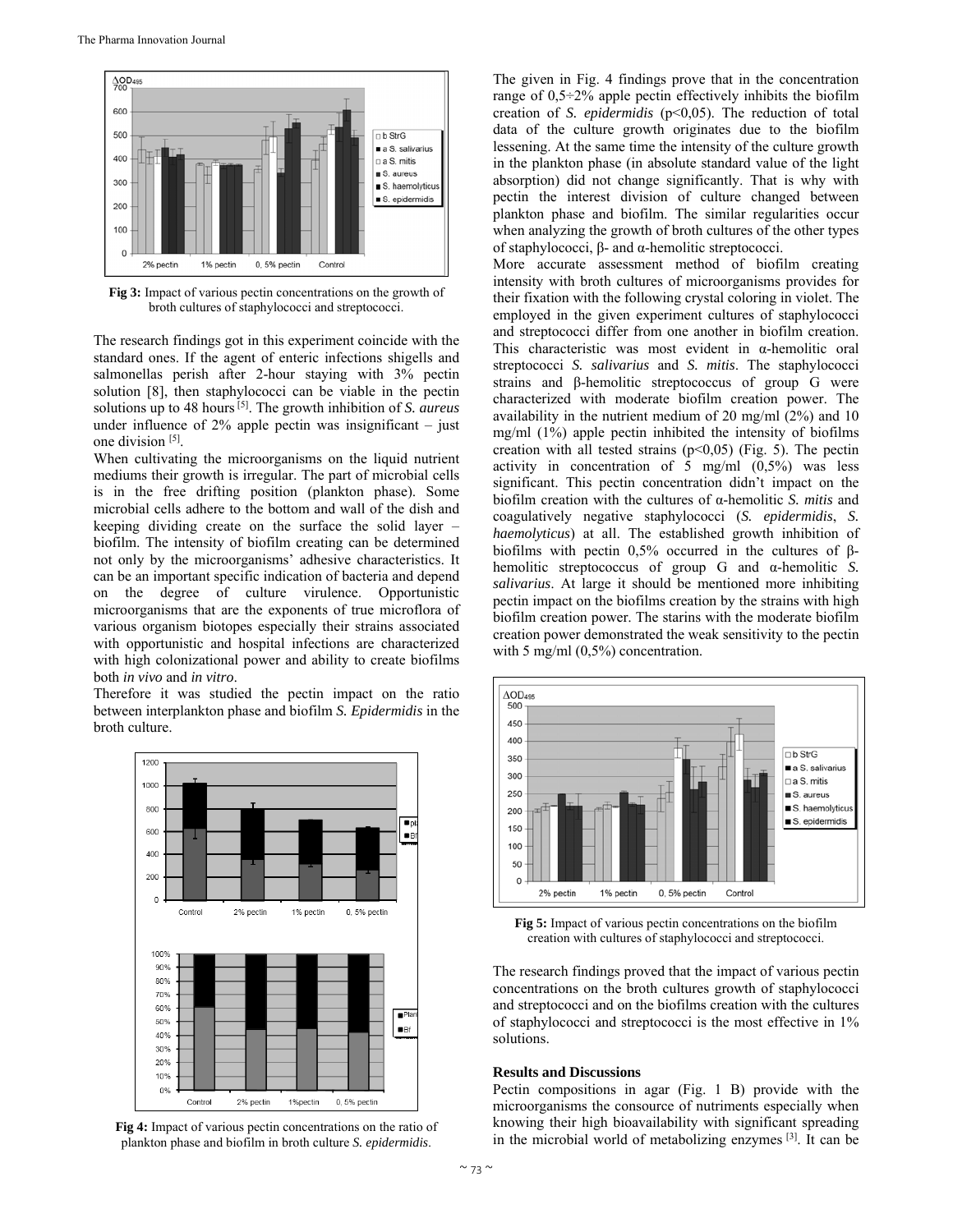Fig 3: Impact of various pectin concentrations on the growth of broth cultures of staphylococci and streptococci.

The research findings got in this experiment coincide with the standard ones. If the agent of enteric infections shigells and salmonellas perish after 2-hour staying with 3% pectin solution [8], then staphylococci can be viable in the pectin solutions up to 48 hours [5]. The growth inhibition of *S. aureus* under influence of 2% apple pectin was insignificant – just one division [5].

When cultivating the microorganisms on the liquid nutrient mediums their growth is irregular. The part of microbial cells is in the free drifting position (plankton phase). Some microbial cells adhere to the bottom and wall of the dish and keeping dividing create on the surface the solid layer – biofilm. The intensity of biofilm creating can be determined not only by the microorganisms' adhesive characteristics. It can be an important specific indication of bacteria and depend on the degree of culture virulence. Opportunistic microorganisms that are the exponents of true microflora of various organism biotopes especially their strains associated with opportunistic and hospital infections are characterized with high colonizational power and ability to create biofilms both *in vivo* and *in vitro*.

Therefore it was studied the pectin impact on the ratio between interplankton phase and biofilm *S. Epidermidis* in the broth culture.

Fig 4: Impact of various pectin concentrations on the ratio of plankton phase and biofilm in broth culture *S. epidermidis*.

The given in Fig. 4 findings prove that in the concentration range of 0,5÷2% apple pectin effectively inhibits the biofilm creation of *S. epidermidis* ($p<0,05$). The reduction of total data of the culture growth originates due to the biofilm lessening. At the same time the intensity of the culture growth in the plankton phase (in absolute standard value of the light absorption) did not change significantly. That is why with pectin the interest division of culture changed between plankton phase and biofilm. The similar regularities occur when analyzing the growth of broth cultures of the other types of staphylococci, β- and α-hemolitic streptococci.

More accurate assessment method of biofilm creating intensity with broth cultures of microorganisms provides for their fixation with the following crystal coloring in violet. The employed in the given experiment cultures of staphylococci and streptococci differ from one another in biofilm creation. This characteristic was most evident in α-hemolitic oral streptococci *S. salivarius* and *S. mitis*. The staphylococci strains and β-hemolitic streptococcus of group G were characterized with moderate biofilm creation power. The availability in the nutrient medium of 20 mg/ml (2%) and 10 mg/ml (1%) apple pectin inhibited the intensity of biofilms creation with all tested strains ($p<0,05$) (Fig. 5). The pectin activity in concentration of 5 mg/ml (0,5%) was less significant. This pectin concentration didn't impact on the biofilm creation with the cultures of α-hemolitic *S. mitis* and coagulatively negative staphylococci (*S. epidermidis*, *S. haemolyticus*) at all. The established growth inhibition of biofilms with pectin 0,5% occurred in the cultures of β-hemolitic streptococcus of group G and α-hemolitic *S. salivarius*. At large it should be mentioned more inhibiting pectin impact on the biofilms creation by the strains with high biofilm creation power. The starins with the moderate biofilm creation power demonstrated the weak sensitivity to the pectin with 5 mg/ml (0,5%) concentration.

Fig 5: Impact of various pectin concentrations on the biofilm creation with cultures of staphylococci and streptococci.

The research findings proved that the impact of various pectin concentrations on the broth cultures growth of staphylococci and streptococci and on the biofilms creation with the cultures of staphylococci and streptococci is the most effective in 1% solutions.

## Results and Discussions

Pectin compositions in agar (Fig. 1 B) provide with the microorganisms the consource of nutriments especially when knowing their high bioavailability with significant spreading in the microbial world of metabolizing enzymes [3]. It can be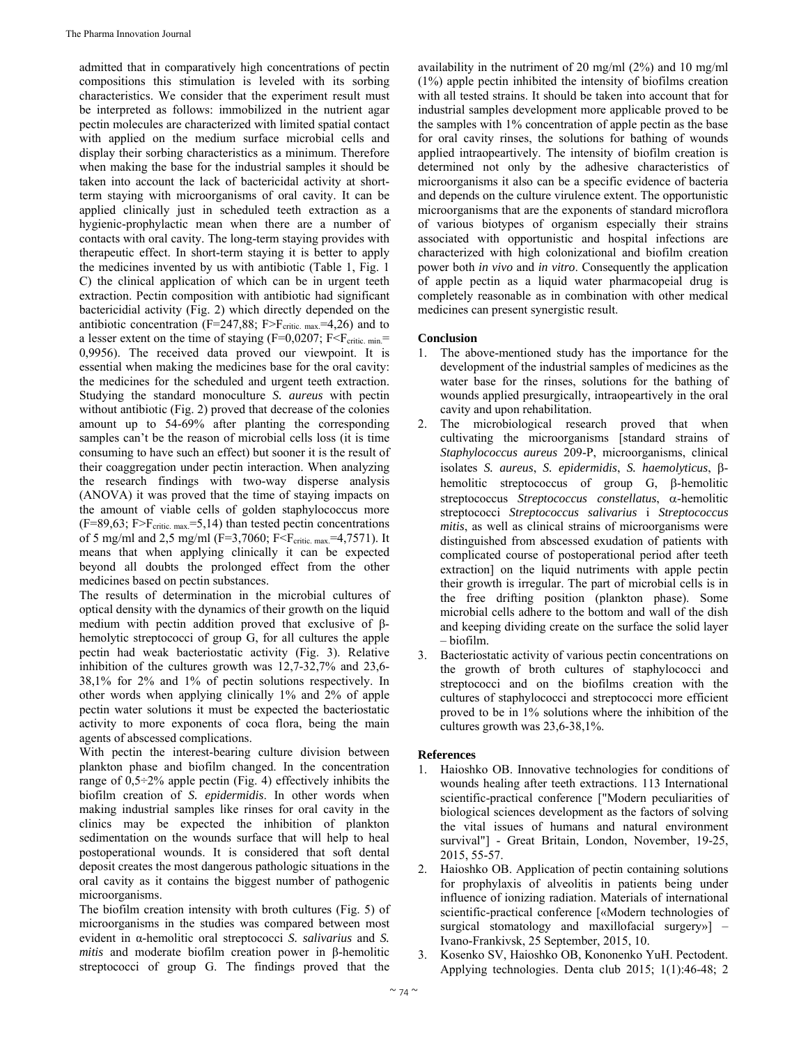admitted that in comparatively high concentrations of pectin compositions this stimulation is leveled with its sorbing characteristics. We consider that the experiment result must be interpreted as follows: immobilized in the nutrient agar pectin molecules are characterized with limited spatial contact with applied on the medium surface microbial cells and display their sorbing characteristics as a minimum. Therefore when making the base for the industrial samples it should be taken into account the lack of bactericidal activity at short-term staying with microorganisms of oral cavity. It can be applied clinically just in scheduled teeth extraction as a hygienic-prophylactic mean when there are a number of contacts with oral cavity. The long-term staying provides with therapeutic effect. In short-term staying it is better to apply the medicines invented by us with antibiotic (Table 1, Fig. 1 C) the clinical application of which can be in urgent teeth extraction. Pectin composition with antibiotic had significant bactericidial activity (Fig. 2) which directly depended on the antibiotic concentration ($F=247,88$; $F>F_{critic.\ max.}=4,26$) and to a lesser extent on the time of staying ($F=0,0207$; $F<F_{critic.\ min.}=0,9956$). The received data proved our viewpoint. It is essential when making the medicines base for the oral cavity: the medicines for the scheduled and urgent teeth extraction. Studying the standard monoculture *S. aureus* with pectin without antibiotic (Fig. 2) proved that decrease of the colonies amount up to 54-69% after planting the corresponding samples can't be the reason of microbial cells loss (it is time consuming to have such an effect) but sooner it is the result of their coaggregation under pectin interaction. When analyzing the research findings with two-way disperse analysis (ANOVA) it was proved that the time of staying impacts on the amount of viable cells of golden staphylococcus more ($F=89,63$; $F>F_{critic.\ max.}=5,14$) than tested pectin concentrations of 5 mg/ml and 2,5 mg/ml ($F=3,7060$; $F<F_{critic.\ max.}=4,7571$). It means that when applying clinically it can be expected beyond all doubts the prolonged effect from the other medicines based on pectin substances.

The results of determination in the microbial cultures of optical density with the dynamics of their growth on the liquid medium with pectin addition proved that exclusive of β-hemolytic streptococci of group G, for all cultures the apple pectin had weak bacteriostatic activity (Fig. 3). Relative inhibition of the cultures growth was 12,7-32,7% and 23,6-38,1% for 2% and 1% of pectin solutions respectively. In other words when applying clinically 1% and 2% of apple pectin water solutions it must be expected the bacteriostatic activity to more exponents of coca flora, being the main agents of abscessed complications.

With pectin the interest-bearing culture division between plankton phase and biofilm changed. In the concentration range of 0,5÷2% apple pectin (Fig. 4) effectively inhibits the biofilm creation of *S. epidermidis*. In other words when making industrial samples like rinses for oral cavity in the clinics may be expected the inhibition of plankton sedimentation on the wounds surface that will help to heal postoperational wounds. It is considered that soft dental deposit creates the most dangerous pathologic situations in the oral cavity as it contains the biggest number of pathogenic microorganisms.

The biofilm creation intensity with broth cultures (Fig. 5) of microorganisms in the studies was compared between most evident in α-hemolitic oral streptococci *S. salivarius* and *S. mitis* and moderate biofilm creation power in β-hemolitic streptococci of group G. The findings proved that the availability in the nutriment of 20 mg/ml (2%) and 10 mg/ml (1%) apple pectin inhibited the intensity of biofilms creation with all tested strains. It should be taken into account that for industrial samples development more applicable proved to be the samples with 1% concentration of apple pectin as the base for oral cavity rinses, the solutions for bathing of wounds applied intraopeartively. The intensity of biofilm creation is determined not only by the adhesive characteristics of microorganisms it also can be a specific evidence of bacteria and depends on the culture virulence extent. The opportunistic microorganisms that are the exponents of standard microflora of various biotypes of organism especially their strains associated with opportunistic and hospital infections are characterized with high colonizational and biofilm creation power both *in vivo* and *in vitro*. Consequently the application of apple pectin as a liquid water pharmacopeial drug is completely reasonable as in combination with other medical medicines can present synergistic result.

## Conclusion

1. The above-mentioned study has the importance for the development of the industrial samples of medicines as the water base for the rinses, solutions for the bathing of wounds applied presurgically, intraopeartively in the oral cavity and upon rehabilitation.
2. The microbiological research proved that when cultivating the microorganisms [standard strains of *Staphylococcus aureus* 209-P, microorganisms, clinical isolates *S. aureus*, *S. epidermidis*, *S. haemolyticus*, β-hemolitic streptococcus of group G, β-hemolitic streptococcus *Streptococcus constellatus*, α-hemolitic streptococci *Streptococcus salivarius* i *Streptococcus mitis*, as well as clinical strains of microorganisms were distinguished from abscessed exudation of patients with complicated course of postoperational period after teeth extraction] on the liquid nutriments with apple pectin their growth is irregular. The part of microbial cells is in the free drifting position (plankton phase). Some microbial cells adhere to the bottom and wall of the dish and keeping dividing create on the surface the solid layer – biofilm.
3. Bacteriostatic activity of various pectin concentrations on the growth of broth cultures of staphylococci and streptococci and on the biofilms creation with the cultures of staphylococci and streptococci more efficient proved to be in 1% solutions where the inhibition of the cultures growth was 23,6-38,1%.

## References

1. Haioshko OB. Innovative technologies for conditions of wounds healing after teeth extractions. 113 International scientific-practical conference ["Modern peculiarities of biological sciences development as the factors of solving the vital issues of humans and natural environment survival"] - Great Britain, London, November, 19-25, 2015, 55-57.
2. Haioshko OB. Application of pectin containing solutions for prophylaxis of alveolitis in patients being under influence of ionizing radiation. Materials of international scientific-practical conference [«Modern technologies of surgical stomatology and maxillofacial surgery»] – Ivano-Frankivsk, 25 September, 2015, 10.
3. Kosenko SV, Haioshko OB, Kononenko YuH. Pectodent. Applying technologies. Denta club 2015; 1(1):46-48; 2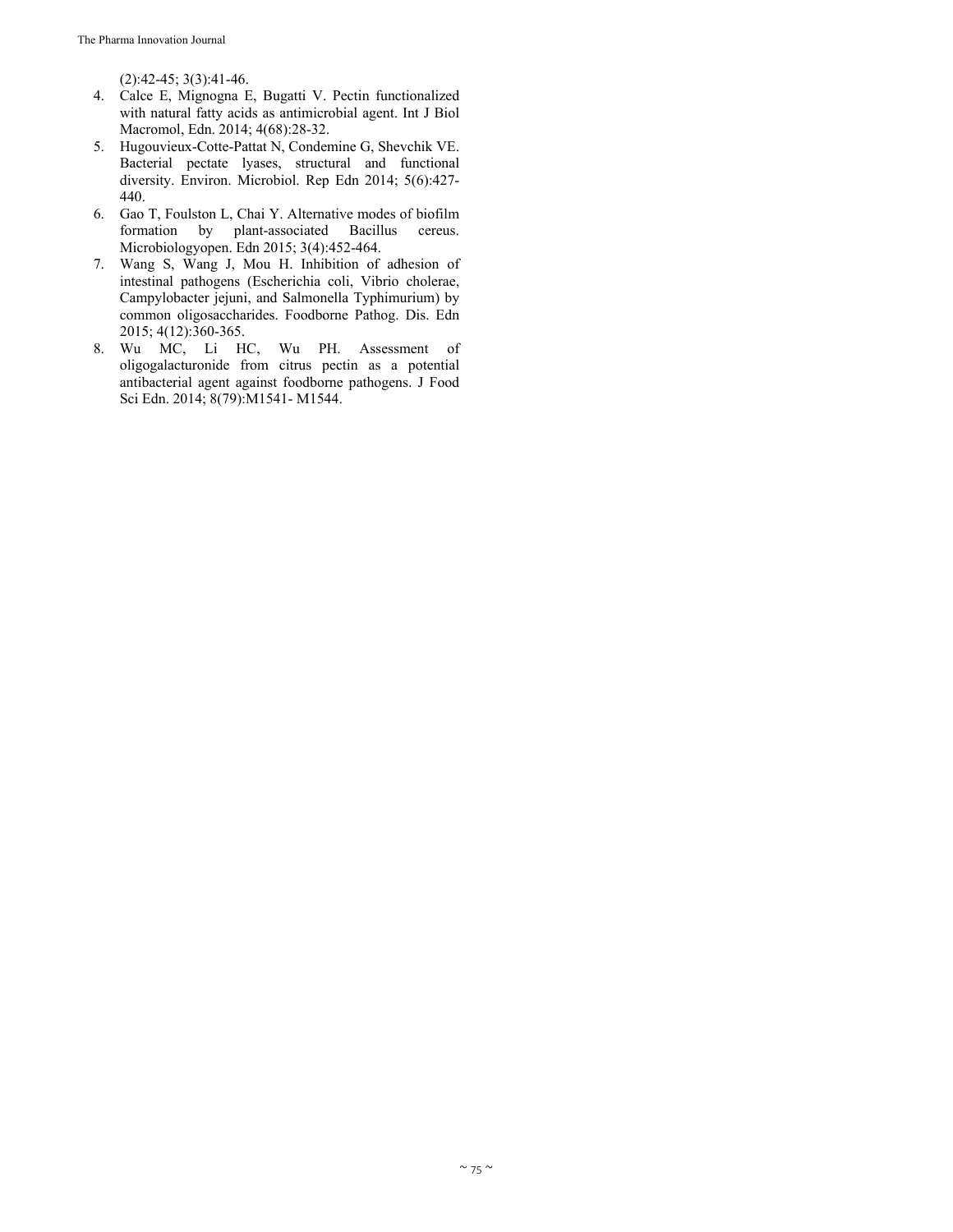(2):42-45; 3(3):41-46.

4. Calce E, Mignogna E, Bugatti V. Pectin functionalized with natural fatty acids as antimicrobial agent. Int J Biol Macromol, Edn. 2014; 4(68):28-32.
5. Hugouvieux-Cotte-Pattat N, Condemine G, Shevchik VE. Bacterial pectate lyases, structural and functional diversity. Environ. Microbiol. Rep Edn 2014; 5(6):427-440.
6. Gao T, Foulston L, Chai Y. Alternative modes of biofilm formation by plant-associated Bacillus cereus. Microbiologyopen. Edn 2015; 3(4):452-464.
7. Wang S, Wang J, Mou H. Inhibition of adhesion of intestinal pathogens (Escherichia coli, Vibrio cholerae, Campylobacter jejuni, and Salmonella Typhimurium) by common oligosaccharides. Foodborne Pathog. Dis. Edn 2015; 4(12):360-365.
8. Wu MC, Li HC, Wu PH. Assessment of oligogalacturonide from citrus pectin as a potential antibacterial agent against foodborne pathogens. J Food Sci Edn. 2014; 8(79):M1541- M1544.